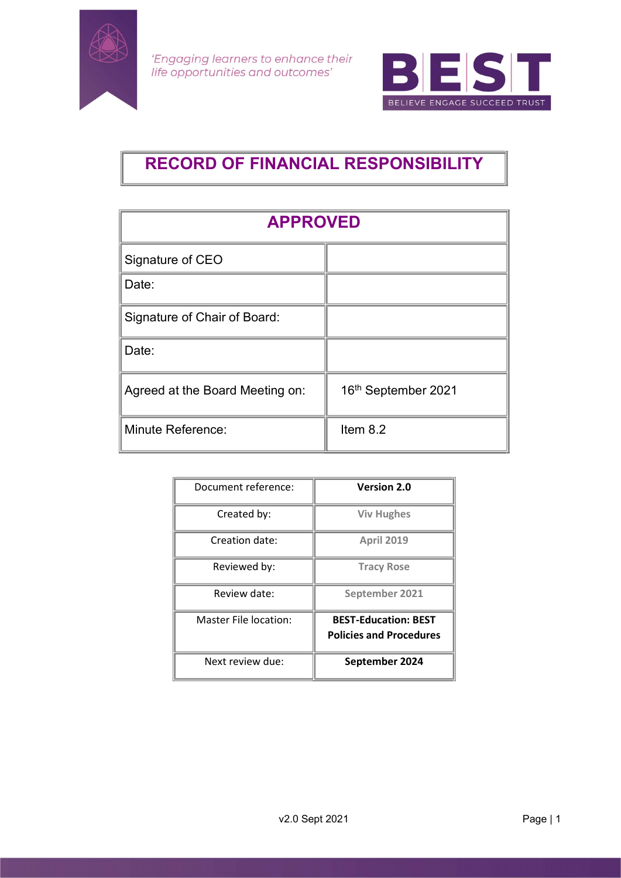*'Engaging learners to enhance their life opportunities and outcomes'*

**BEST**
BELIEVE ENGAGE SUCCEED TRUST

# RECORD OF FINANCIAL RESPONSIBILITY

| APPROVED | |
|---|---|
| Signature of CEO | |
| Date: | |
| Signature of Chair of Board: | |
| Date: | |
| Agreed at the Board Meeting on: | 16th September 2021 |
| Minute Reference: | Item 8.2 |

| Document reference: | **Version 2.0** |
|---|---|
| Created by: | **Viv Hughes** |
| Creation date: | **April 2019** |
| Reviewed by: | **Tracy Rose** |
| Review date: | **September 2021** |
| Master File location: | **BEST-Education: BEST Policies and Procedures** |
| Next review due: | **September 2024** |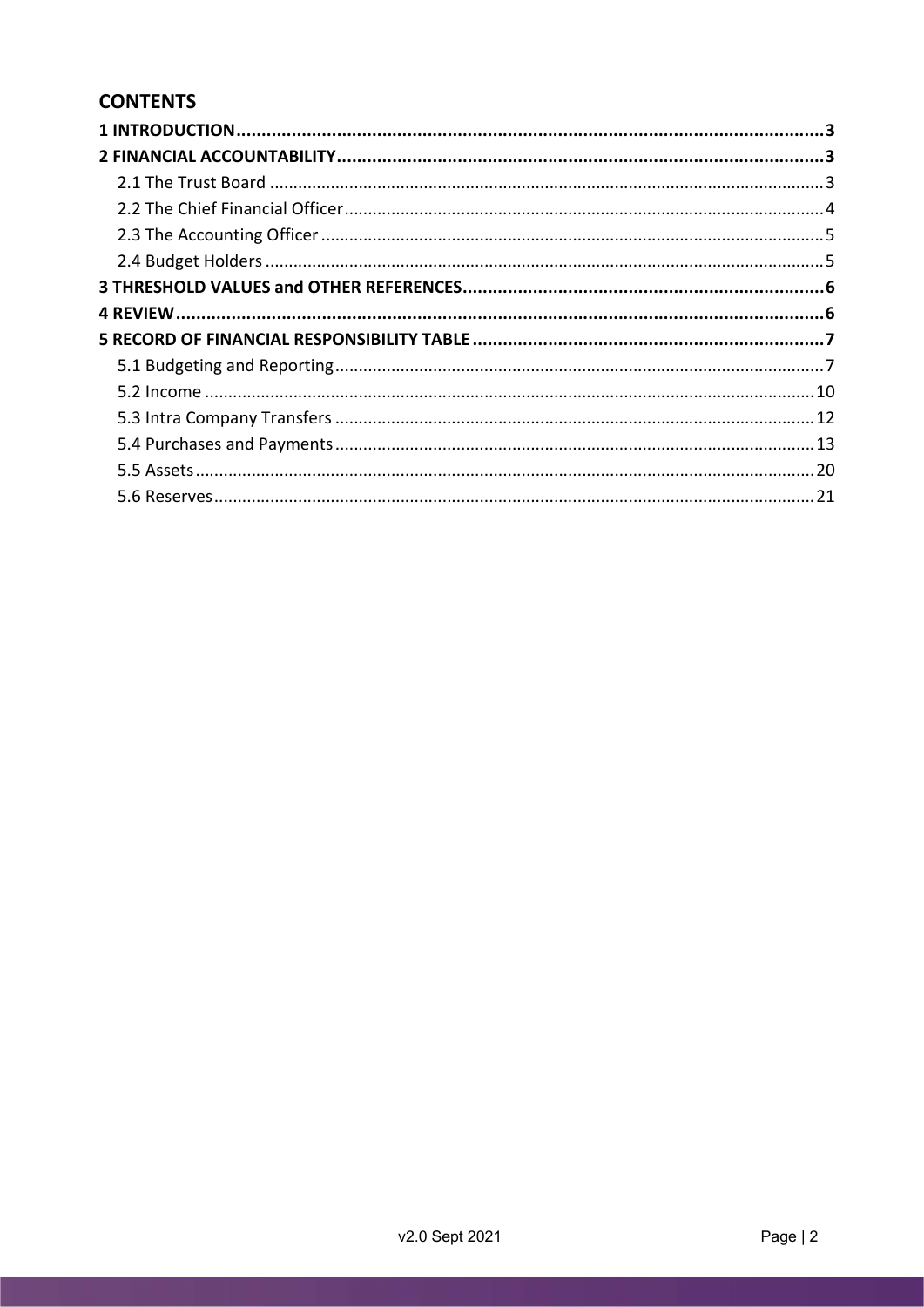## CONTENTS

**1 INTRODUCTION ..... 3**

**2 FINANCIAL ACCOUNTABILITY ..... 3**

- 2.1 The Trust Board ..... 3
- 2.2 The Chief Financial Officer ..... 4
- 2.3 The Accounting Officer ..... 5
- 2.4 Budget Holders ..... 5

**3 THRESHOLD VALUES and OTHER REFERENCES ..... 6**

**4 REVIEW ..... 6**

**5 RECORD OF FINANCIAL RESPONSIBILITY TABLE ..... 7**

- 5.1 Budgeting and Reporting ..... 7
- 5.2 Income ..... 10
- 5.3 Intra Company Transfers ..... 12
- 5.4 Purchases and Payments ..... 13
- 5.5 Assets ..... 20
- 5.6 Reserves ..... 21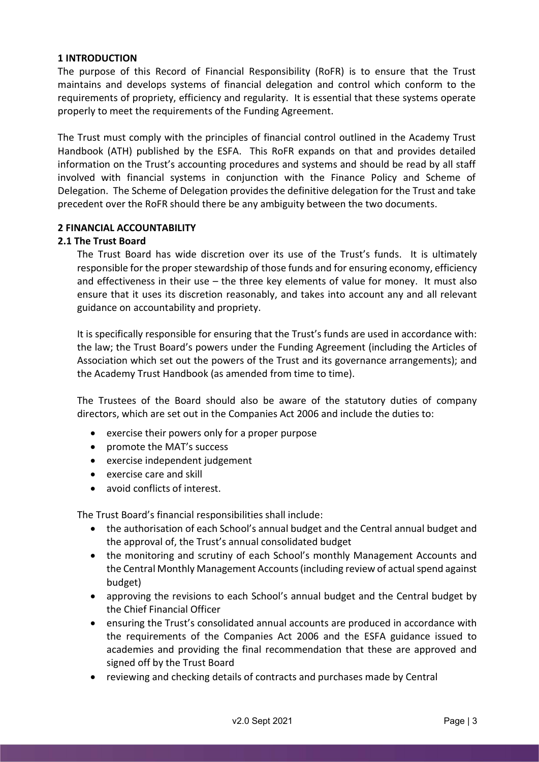## 1 INTRODUCTION

The purpose of this Record of Financial Responsibility (RoFR) is to ensure that the Trust maintains and develops systems of financial delegation and control which conform to the requirements of propriety, efficiency and regularity. It is essential that these systems operate properly to meet the requirements of the Funding Agreement.

The Trust must comply with the principles of financial control outlined in the Academy Trust Handbook (ATH) published by the ESFA. This RoFR expands on that and provides detailed information on the Trust's accounting procedures and systems and should be read by all staff involved with financial systems in conjunction with the Finance Policy and Scheme of Delegation. The Scheme of Delegation provides the definitive delegation for the Trust and take precedent over the RoFR should there be any ambiguity between the two documents.

## 2 FINANCIAL ACCOUNTABILITY

### 2.1 The Trust Board

The Trust Board has wide discretion over its use of the Trust's funds. It is ultimately responsible for the proper stewardship of those funds and for ensuring economy, efficiency and effectiveness in their use – the three key elements of value for money. It must also ensure that it uses its discretion reasonably, and takes into account any and all relevant guidance on accountability and propriety.

It is specifically responsible for ensuring that the Trust's funds are used in accordance with: the law; the Trust Board's powers under the Funding Agreement (including the Articles of Association which set out the powers of the Trust and its governance arrangements); and the Academy Trust Handbook (as amended from time to time).

The Trustees of the Board should also be aware of the statutory duties of company directors, which are set out in the Companies Act 2006 and include the duties to:

- exercise their powers only for a proper purpose
- promote the MAT's success
- exercise independent judgement
- exercise care and skill
- avoid conflicts of interest.

The Trust Board's financial responsibilities shall include:

- the authorisation of each School's annual budget and the Central annual budget and the approval of, the Trust's annual consolidated budget
- the monitoring and scrutiny of each School's monthly Management Accounts and the Central Monthly Management Accounts (including review of actual spend against budget)
- approving the revisions to each School's annual budget and the Central budget by the Chief Financial Officer
- ensuring the Trust's consolidated annual accounts are produced in accordance with the requirements of the Companies Act 2006 and the ESFA guidance issued to academies and providing the final recommendation that these are approved and signed off by the Trust Board
- reviewing and checking details of contracts and purchases made by Central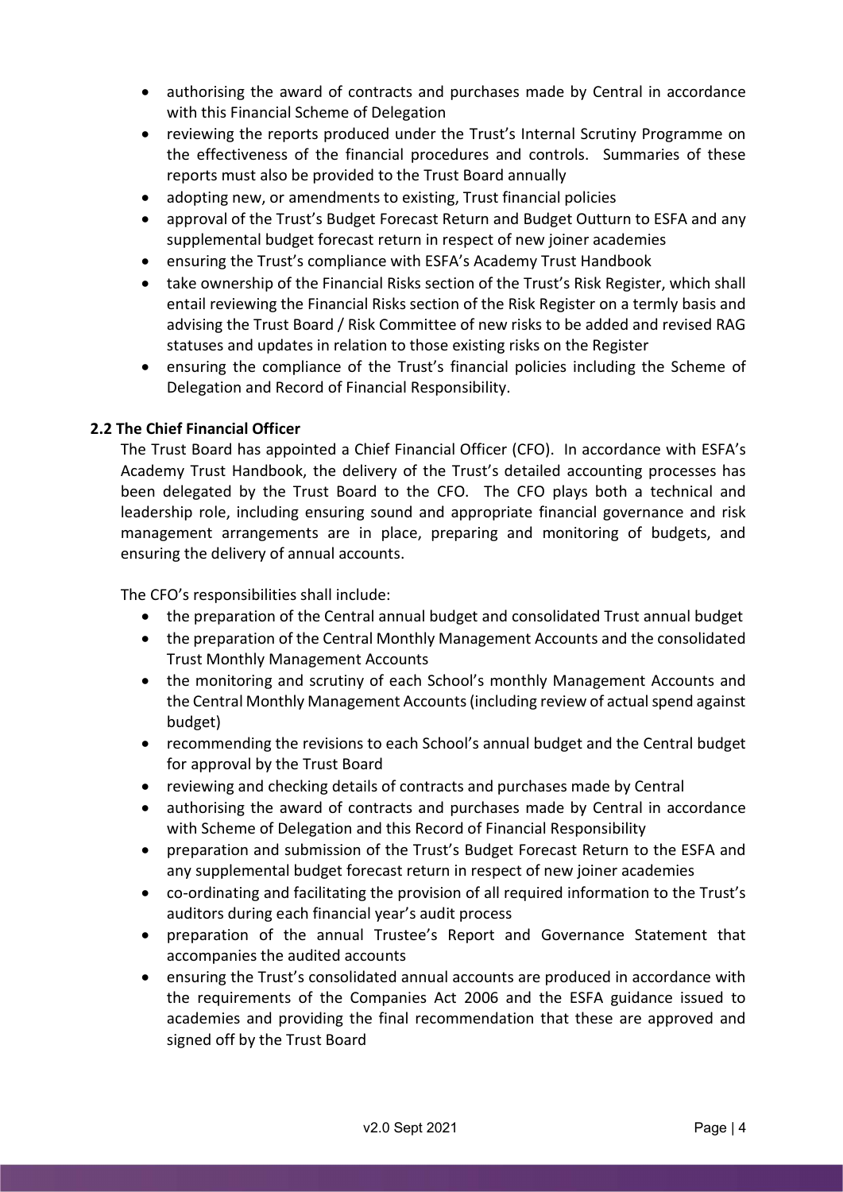- authorising the award of contracts and purchases made by Central in accordance with this Financial Scheme of Delegation
- reviewing the reports produced under the Trust's Internal Scrutiny Programme on the effectiveness of the financial procedures and controls. Summaries of these reports must also be provided to the Trust Board annually
- adopting new, or amendments to existing, Trust financial policies
- approval of the Trust's Budget Forecast Return and Budget Outturn to ESFA and any supplemental budget forecast return in respect of new joiner academies
- ensuring the Trust's compliance with ESFA's Academy Trust Handbook
- take ownership of the Financial Risks section of the Trust's Risk Register, which shall entail reviewing the Financial Risks section of the Risk Register on a termly basis and advising the Trust Board / Risk Committee of new risks to be added and revised RAG statuses and updates in relation to those existing risks on the Register
- ensuring the compliance of the Trust's financial policies including the Scheme of Delegation and Record of Financial Responsibility.

### 2.2 The Chief Financial Officer

The Trust Board has appointed a Chief Financial Officer (CFO). In accordance with ESFA's Academy Trust Handbook, the delivery of the Trust's detailed accounting processes has been delegated by the Trust Board to the CFO. The CFO plays both a technical and leadership role, including ensuring sound and appropriate financial governance and risk management arrangements are in place, preparing and monitoring of budgets, and ensuring the delivery of annual accounts.

The CFO's responsibilities shall include:

- the preparation of the Central annual budget and consolidated Trust annual budget
- the preparation of the Central Monthly Management Accounts and the consolidated Trust Monthly Management Accounts
- the monitoring and scrutiny of each School's monthly Management Accounts and the Central Monthly Management Accounts (including review of actual spend against budget)
- recommending the revisions to each School's annual budget and the Central budget for approval by the Trust Board
- reviewing and checking details of contracts and purchases made by Central
- authorising the award of contracts and purchases made by Central in accordance with Scheme of Delegation and this Record of Financial Responsibility
- preparation and submission of the Trust's Budget Forecast Return to the ESFA and any supplemental budget forecast return in respect of new joiner academies
- co-ordinating and facilitating the provision of all required information to the Trust's auditors during each financial year's audit process
- preparation of the annual Trustee's Report and Governance Statement that accompanies the audited accounts
- ensuring the Trust's consolidated annual accounts are produced in accordance with the requirements of the Companies Act 2006 and the ESFA guidance issued to academies and providing the final recommendation that these are approved and signed off by the Trust Board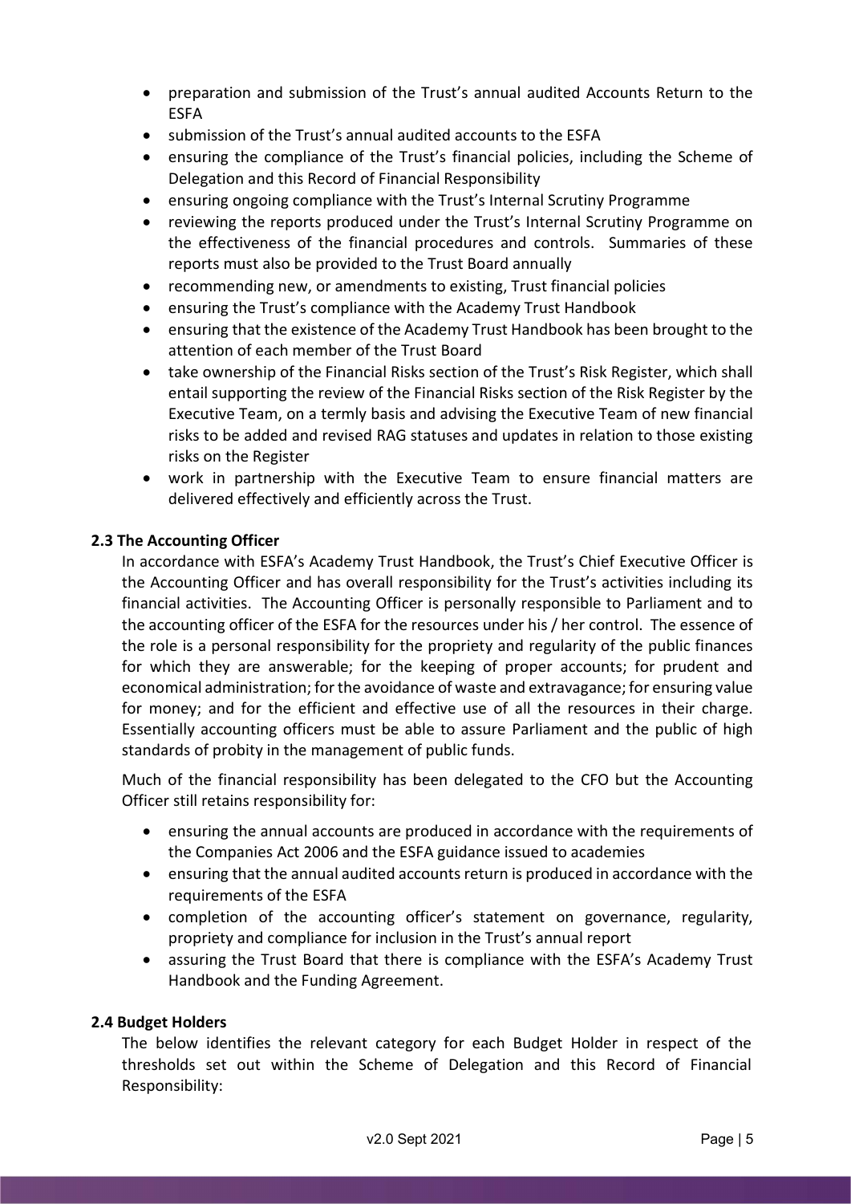- preparation and submission of the Trust's annual audited Accounts Return to the ESFA
- submission of the Trust's annual audited accounts to the ESFA
- ensuring the compliance of the Trust's financial policies, including the Scheme of Delegation and this Record of Financial Responsibility
- ensuring ongoing compliance with the Trust's Internal Scrutiny Programme
- reviewing the reports produced under the Trust's Internal Scrutiny Programme on the effectiveness of the financial procedures and controls. Summaries of these reports must also be provided to the Trust Board annually
- recommending new, or amendments to existing, Trust financial policies
- ensuring the Trust's compliance with the Academy Trust Handbook
- ensuring that the existence of the Academy Trust Handbook has been brought to the attention of each member of the Trust Board
- take ownership of the Financial Risks section of the Trust's Risk Register, which shall entail supporting the review of the Financial Risks section of the Risk Register by the Executive Team, on a termly basis and advising the Executive Team of new financial risks to be added and revised RAG statuses and updates in relation to those existing risks on the Register
- work in partnership with the Executive Team to ensure financial matters are delivered effectively and efficiently across the Trust.

### 2.3 The Accounting Officer

In accordance with ESFA's Academy Trust Handbook, the Trust's Chief Executive Officer is the Accounting Officer and has overall responsibility for the Trust's activities including its financial activities. The Accounting Officer is personally responsible to Parliament and to the accounting officer of the ESFA for the resources under his / her control. The essence of the role is a personal responsibility for the propriety and regularity of the public finances for which they are answerable; for the keeping of proper accounts; for prudent and economical administration; for the avoidance of waste and extravagance; for ensuring value for money; and for the efficient and effective use of all the resources in their charge. Essentially accounting officers must be able to assure Parliament and the public of high standards of probity in the management of public funds.

Much of the financial responsibility has been delegated to the CFO but the Accounting Officer still retains responsibility for:

- ensuring the annual accounts are produced in accordance with the requirements of the Companies Act 2006 and the ESFA guidance issued to academies
- ensuring that the annual audited accounts return is produced in accordance with the requirements of the ESFA
- completion of the accounting officer's statement on governance, regularity, propriety and compliance for inclusion in the Trust's annual report
- assuring the Trust Board that there is compliance with the ESFA's Academy Trust Handbook and the Funding Agreement.

### 2.4 Budget Holders

The below identifies the relevant category for each Budget Holder in respect of the thresholds set out within the Scheme of Delegation and this Record of Financial Responsibility: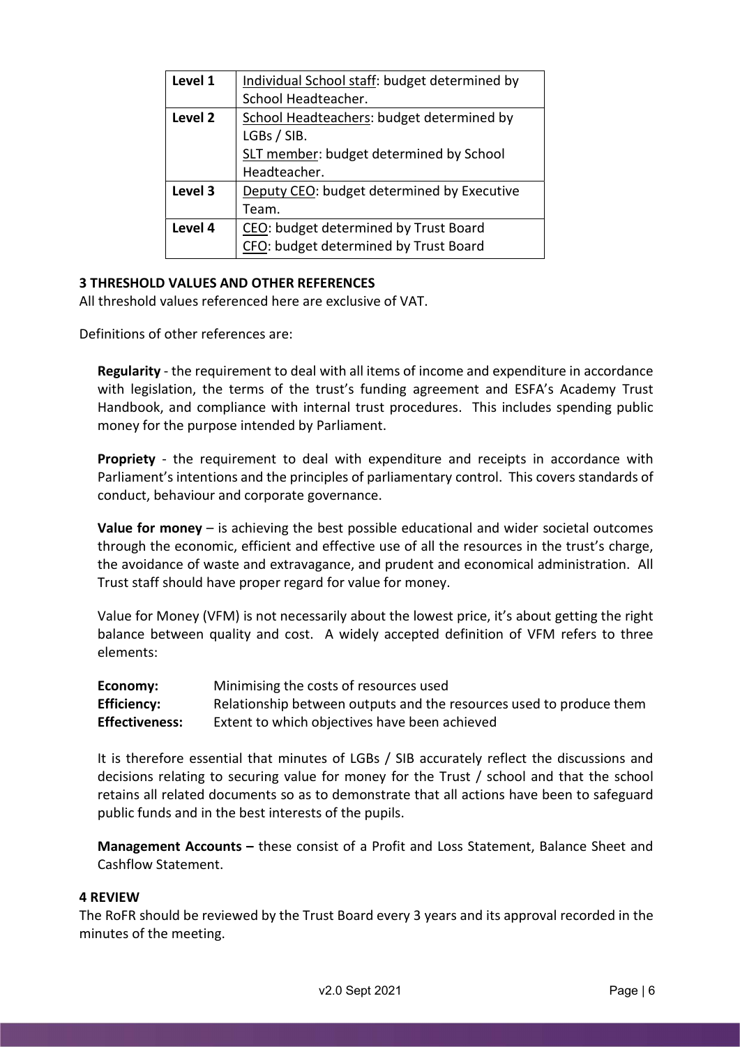| Level 1 | Individual School staff: budget determined by School Headteacher. |
| --- | --- |
| Level 2 | School Headteachers: budget determined by LGBs / SIB.<br>SLT member: budget determined by School Headteacher. |
| Level 3 | Deputy CEO: budget determined by Executive Team. |
| Level 4 | CEO: budget determined by Trust Board<br>CFO: budget determined by Trust Board |

**3 THRESHOLD VALUES AND OTHER REFERENCES**

All threshold values referenced here are exclusive of VAT.

Definitions of other references are:

**Regularity** - the requirement to deal with all items of income and expenditure in accordance with legislation, the terms of the trust's funding agreement and ESFA's Academy Trust Handbook, and compliance with internal trust procedures. This includes spending public money for the purpose intended by Parliament.

**Propriety** - the requirement to deal with expenditure and receipts in accordance with Parliament's intentions and the principles of parliamentary control. This covers standards of conduct, behaviour and corporate governance.

**Value for money** – is achieving the best possible educational and wider societal outcomes through the economic, efficient and effective use of all the resources in the trust's charge, the avoidance of waste and extravagance, and prudent and economical administration. All Trust staff should have proper regard for value for money.

Value for Money (VFM) is not necessarily about the lowest price, it's about getting the right balance between quality and cost. A widely accepted definition of VFM refers to three elements:

**Economy:** Minimising the costs of resources used
**Efficiency:** Relationship between outputs and the resources used to produce them
**Effectiveness:** Extent to which objectives have been achieved

It is therefore essential that minutes of LGBs / SIB accurately reflect the discussions and decisions relating to securing value for money for the Trust / school and that the school retains all related documents so as to demonstrate that all actions have been to safeguard public funds and in the best interests of the pupils.

**Management Accounts –** these consist of a Profit and Loss Statement, Balance Sheet and Cashflow Statement.

**4 REVIEW**

The RoFR should be reviewed by the Trust Board every 3 years and its approval recorded in the minutes of the meeting.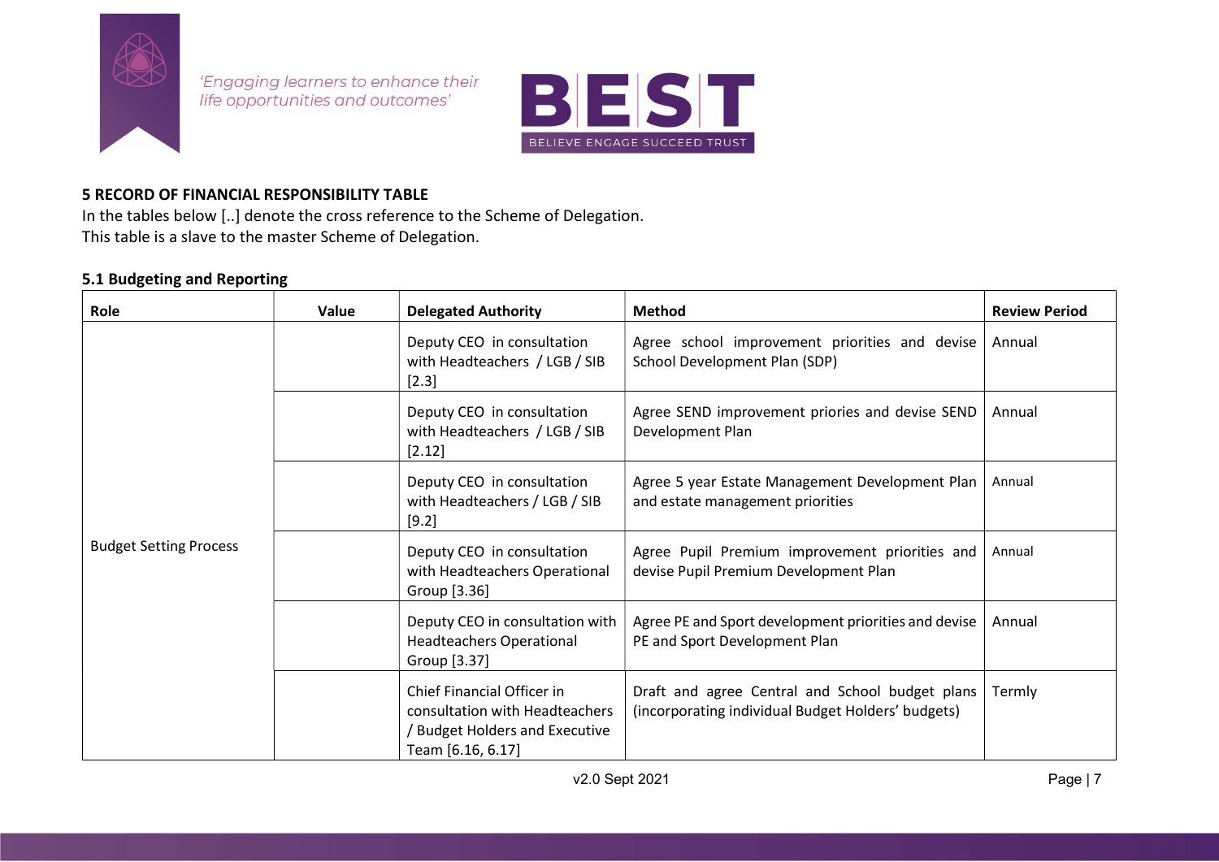## 5 RECORD OF FINANCIAL RESPONSIBILITY TABLE

In the tables below [..] denote the cross reference to the Scheme of Delegation.
This table is a slave to the master Scheme of Delegation.

### 5.1 Budgeting and Reporting

| Role | Value | Delegated Authority | Method | Review Period |
|---|---|---|---|---|
| Budget Setting Process | | Deputy CEO in consultation with Headteachers / LGB / SIB [2.3] | Agree school improvement priorities and devise School Development Plan (SDP) | Annual |
| | | Deputy CEO in consultation with Headteachers / LGB / SIB [2.12] | Agree SEND improvement priories and devise SEND Development Plan | Annual |
| | | Deputy CEO in consultation with Headteachers / LGB / SIB [9.2] | Agree 5 year Estate Management Development Plan and estate management priorities | Annual |
| | | Deputy CEO in consultation with Headteachers Operational Group [3.36] | Agree Pupil Premium improvement priorities and devise Pupil Premium Development Plan | Annual |
| | | Deputy CEO in consultation with Headteachers Operational Group [3.37] | Agree PE and Sport development priorities and devise PE and Sport Development Plan | Annual |
| | | Chief Financial Officer in consultation with Headteachers / Budget Holders and Executive Team [6.16, 6.17] | Draft and agree Central and School budget plans (incorporating individual Budget Holders' budgets) | Termly |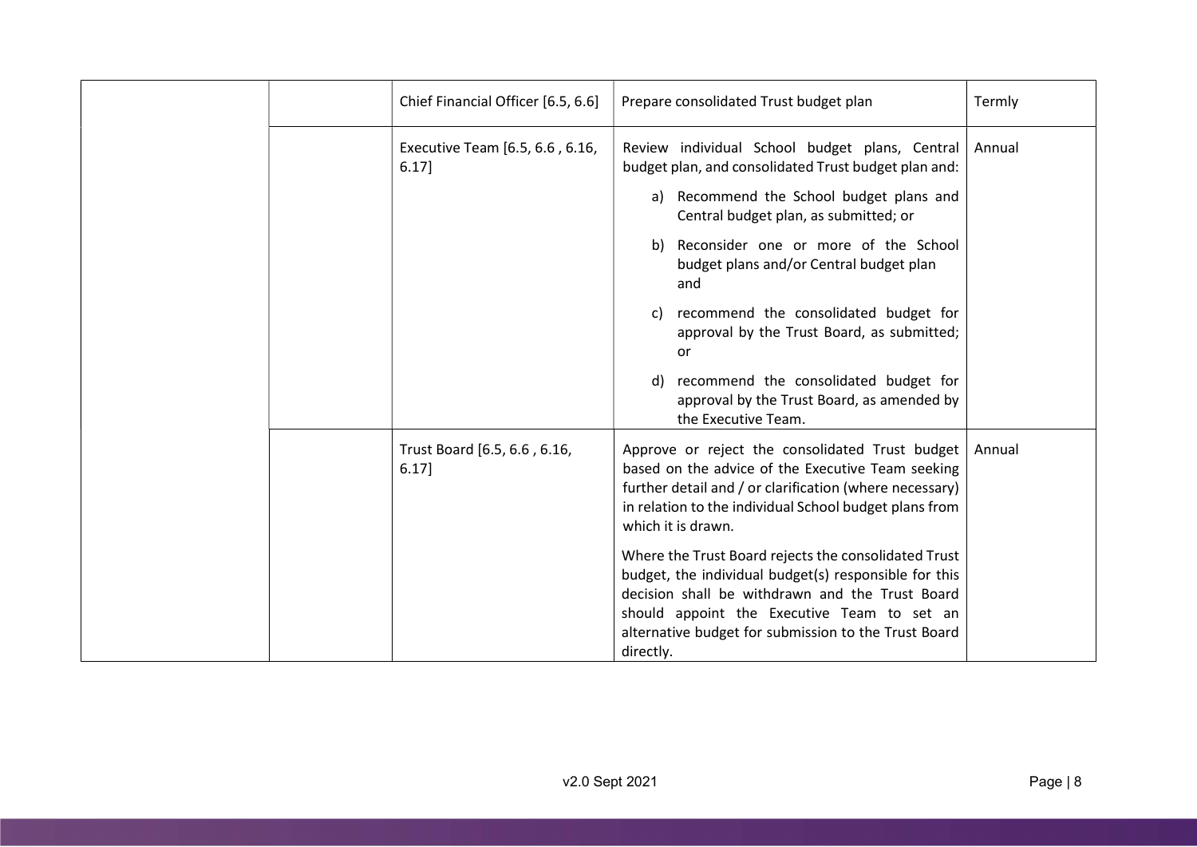| | | | | |
|---|---|---|---|---|
| | | Chief Financial Officer [6.5, 6.6] | Prepare consolidated Trust budget plan | Termly |
| | | Executive Team [6.5, 6.6 , 6.16, 6.17] | Review individual School budget plans, Central budget plan, and consolidated Trust budget plan and:<br>a) Recommend the School budget plans and Central budget plan, as submitted; or<br>b) Reconsider one or more of the School budget plans and/or Central budget plan and<br>c) recommend the consolidated budget for approval by the Trust Board, as submitted; or<br>d) recommend the consolidated budget for approval by the Trust Board, as amended by the Executive Team. | Annual |
| | | Trust Board [6.5, 6.6 , 6.16, 6.17] | Approve or reject the consolidated Trust budget based on the advice of the Executive Team seeking further detail and / or clarification (where necessary) in relation to the individual School budget plans from which it is drawn.<br>Where the Trust Board rejects the consolidated Trust budget, the individual budget(s) responsible for this decision shall be withdrawn and the Trust Board should appoint the Executive Team to set an alternative budget for submission to the Trust Board directly. | Annual |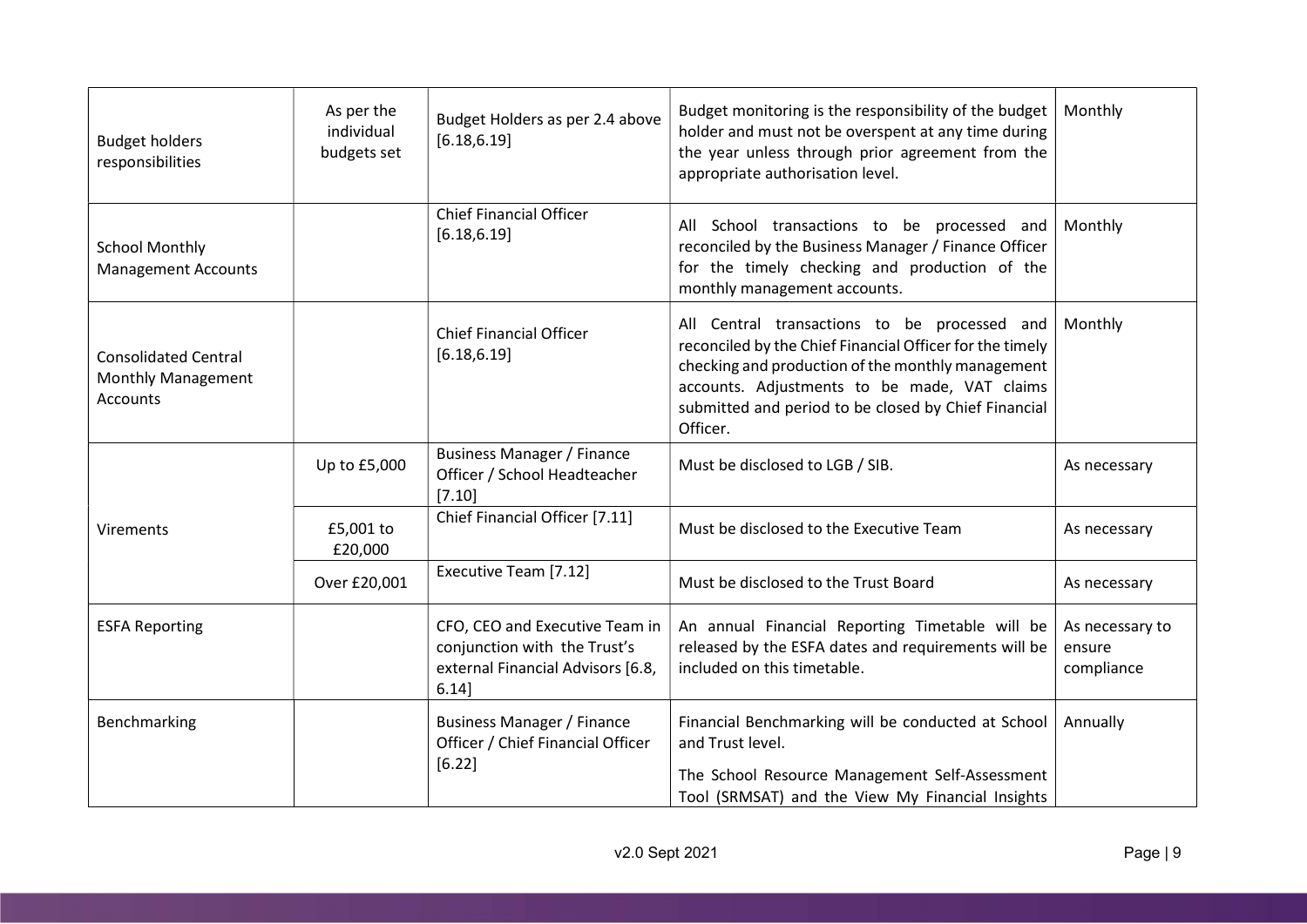| | | | | |
|---|---|---|---|---|
| Budget holders responsibilities | As per the individual budgets set | Budget Holders as per 2.4 above [6.18,6.19] | Budget monitoring is the responsibility of the budget holder and must not be overspent at any time during the year unless through prior agreement from the appropriate authorisation level. | Monthly |
| School Monthly Management Accounts | | Chief Financial Officer [6.18,6.19] | All School transactions to be processed and reconciled by the Business Manager / Finance Officer for the timely checking and production of the monthly management accounts. | Monthly |
| Consolidated Central Monthly Management Accounts | | Chief Financial Officer [6.18,6.19] | All Central transactions to be processed and reconciled by the Chief Financial Officer for the timely checking and production of the monthly management accounts. Adjustments to be made, VAT claims submitted and period to be closed by Chief Financial Officer. | Monthly |
| Virements | Up to £5,000 | Business Manager / Finance Officer / School Headteacher [7.10] | Must be disclosed to LGB / SIB. | As necessary |
| | £5,001 to £20,000 | Chief Financial Officer [7.11] | Must be disclosed to the Executive Team | As necessary |
| | Over £20,001 | Executive Team [7.12] | Must be disclosed to the Trust Board | As necessary |
| ESFA Reporting | | CFO, CEO and Executive Team in conjunction with the Trust's external Financial Advisors [6.8, 6.14] | An annual Financial Reporting Timetable will be released by the ESFA dates and requirements will be included on this timetable. | As necessary to ensure compliance |
| Benchmarking | | Business Manager / Finance Officer / Chief Financial Officer [6.22] | Financial Benchmarking will be conducted at School and Trust level.<br><br>The School Resource Management Self-Assessment Tool (SRMSAT) and the View My Financial Insights | Annually |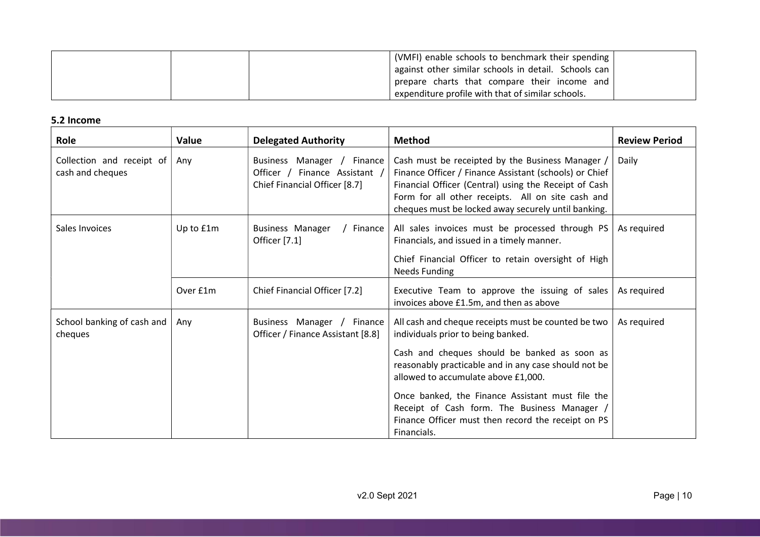| | | | (VMFI) enable schools to benchmark their spending against other similar schools in detail. Schools can prepare charts that compare their income and expenditure profile with that of similar schools. | |
|---|---|---|---|---|

### 5.2 Income

| Role | Value | Delegated Authority | Method | Review Period |
|---|---|---|---|---|
| Collection and receipt of cash and cheques | Any | Business Manager / Finance Officer / Finance Assistant / Chief Financial Officer [8.7] | Cash must be receipted by the Business Manager / Finance Officer / Finance Assistant (schools) or Chief Financial Officer (Central) using the Receipt of Cash Form for all other receipts. All on site cash and cheques must be locked away securely until banking. | Daily |
| Sales Invoices | Up to £1m | Business Manager / Finance Officer [7.1] | All sales invoices must be processed through PS Financials, and issued in a timely manner.<br><br>Chief Financial Officer to retain oversight of High Needs Funding | As required |
| | Over £1m | Chief Financial Officer [7.2] | Executive Team to approve the issuing of sales invoices above £1.5m, and then as above | As required |
| School banking of cash and cheques | Any | Business Manager / Finance Officer / Finance Assistant [8.8] | All cash and cheque receipts must be counted be two individuals prior to being banked.<br><br>Cash and cheques should be banked as soon as reasonably practicable and in any case should not be allowed to accumulate above £1,000.<br><br>Once banked, the Finance Assistant must file the Receipt of Cash form. The Business Manager / Finance Officer must then record the receipt on PS Financials. | As required |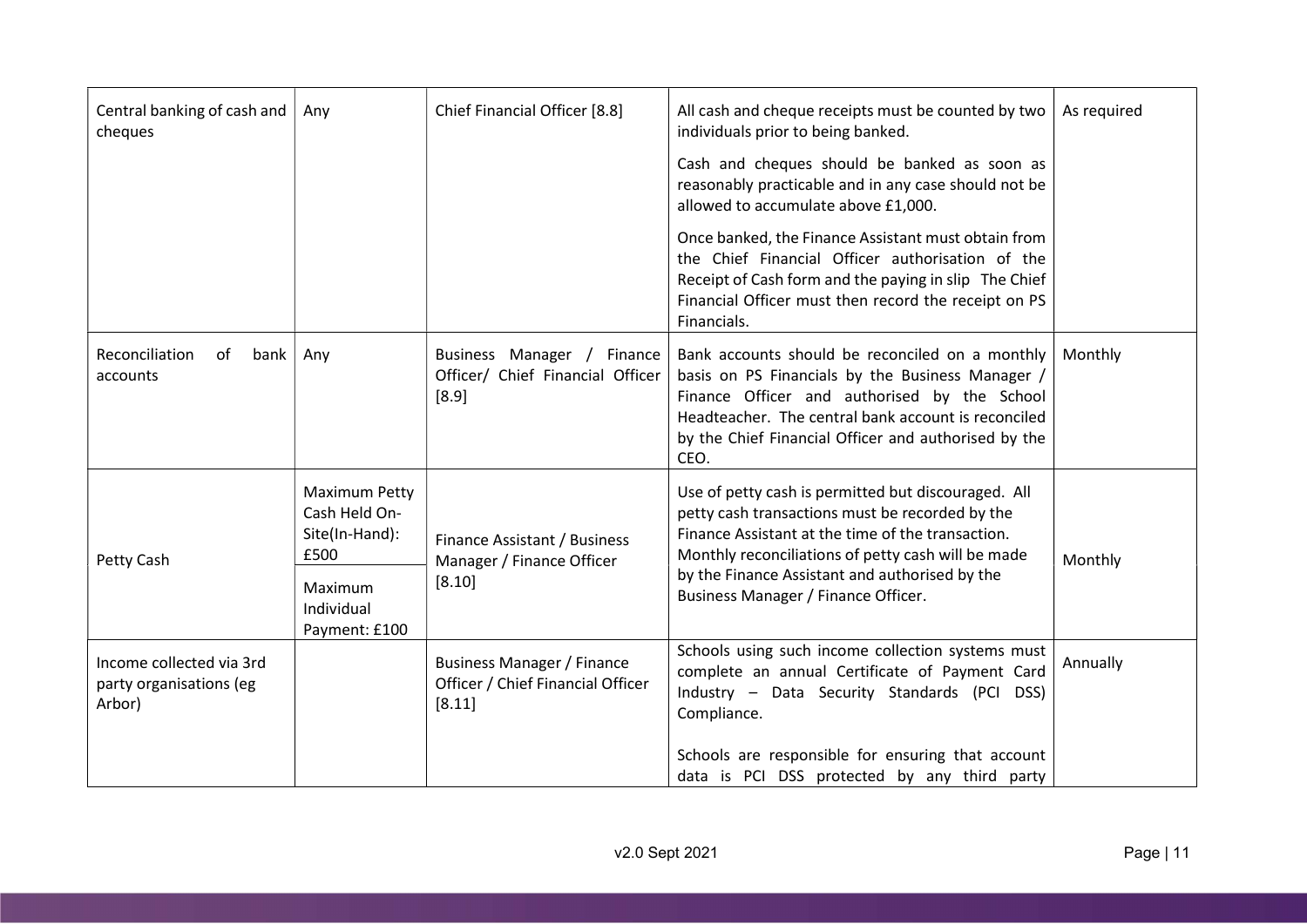| Central banking of cash and cheques | Any | Chief Financial Officer [8.8] | All cash and cheque receipts must be counted by two individuals prior to being banked.<br><br>Cash and cheques should be banked as soon as reasonably practicable and in any case should not be allowed to accumulate above £1,000.<br><br>Once banked, the Finance Assistant must obtain from the Chief Financial Officer authorisation of the Receipt of Cash form and the paying in slip The Chief Financial Officer must then record the receipt on PS Financials. | As required |
|---|---|---|---|---|
| Reconciliation of bank accounts | Any | Business Manager / Finance Officer/ Chief Financial Officer [8.9] | Bank accounts should be reconciled on a monthly basis on PS Financials by the Business Manager / Finance Officer and authorised by the School Headteacher. The central bank account is reconciled by the Chief Financial Officer and authorised by the CEO. | Monthly |
| Petty Cash | Maximum Petty Cash Held On-Site(In-Hand): £500<br><br>Maximum Individual Payment: £100 | Finance Assistant / Business Manager / Finance Officer [8.10] | Use of petty cash is permitted but discouraged. All petty cash transactions must be recorded by the Finance Assistant at the time of the transaction. Monthly reconciliations of petty cash will be made by the Finance Assistant and authorised by the Business Manager / Finance Officer. | Monthly |
| Income collected via 3rd party organisations (eg Arbor) | | Business Manager / Finance Officer / Chief Financial Officer [8.11] | Schools using such income collection systems must complete an annual Certificate of Payment Card Industry – Data Security Standards (PCI DSS) Compliance.<br><br>Schools are responsible for ensuring that account data is PCI DSS protected by any third party | Annually |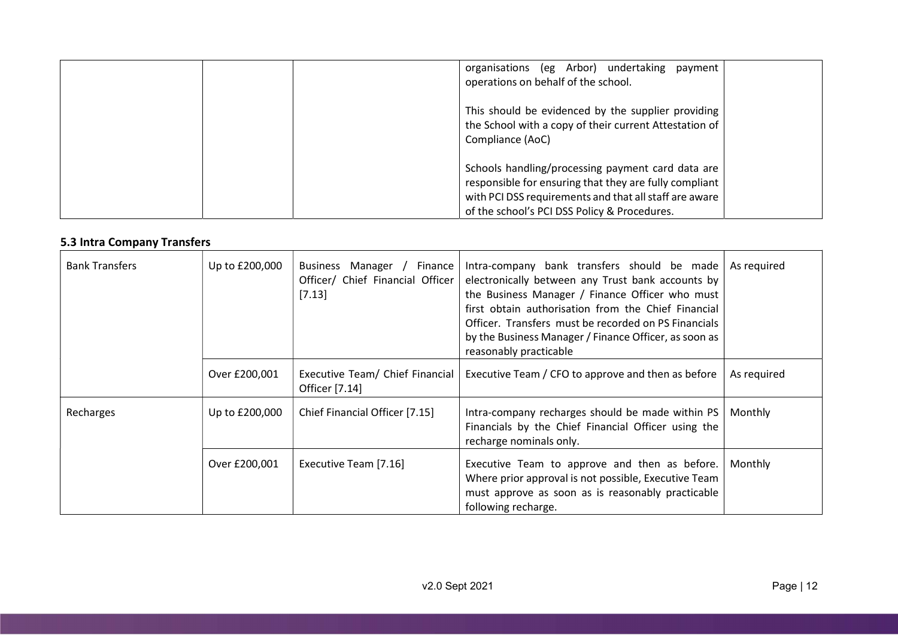| | | | organisations (eg Arbor) undertaking payment operations on behalf of the school.<br><br>This should be evidenced by the supplier providing the School with a copy of their current Attestation of Compliance (AoC)<br><br>Schools handling/processing payment card data are responsible for ensuring that they are fully compliant with PCI DSS requirements and that all staff are aware of the school's PCI DSS Policy & Procedures. | |
|---|---|---|---|---|

### 5.3 Intra Company Transfers

| | | | | |
|---|---|---|---|---|
| Bank Transfers | Up to £200,000 | Business Manager / Finance Officer/ Chief Financial Officer [7.13] | Intra-company bank transfers should be made electronically between any Trust bank accounts by the Business Manager / Finance Officer who must first obtain authorisation from the Chief Financial Officer. Transfers must be recorded on PS Financials by the Business Manager / Finance Officer, as soon as reasonably practicable | As required |
| | Over £200,001 | Executive Team/ Chief Financial Officer [7.14] | Executive Team / CFO to approve and then as before | As required |
| Recharges | Up to £200,000 | Chief Financial Officer [7.15] | Intra-company recharges should be made within PS Financials by the Chief Financial Officer using the recharge nominals only. | Monthly |
| | Over £200,001 | Executive Team [7.16] | Executive Team to approve and then as before. Where prior approval is not possible, Executive Team must approve as soon as is reasonably practicable following recharge. | Monthly |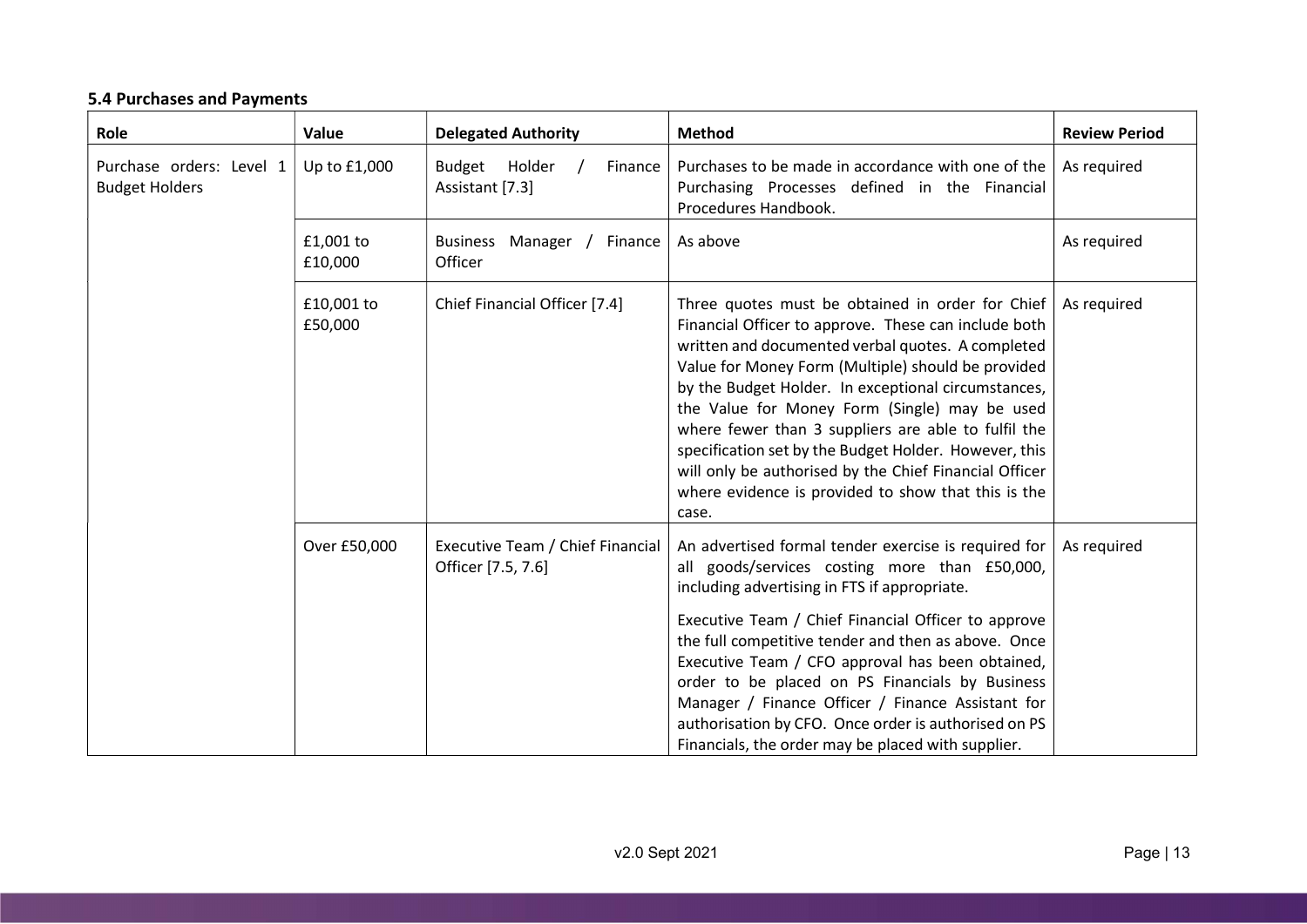### 5.4 Purchases and Payments

| Role | Value | Delegated Authority | Method | Review Period |
|---|---|---|---|---|
| Purchase orders: Level 1 Budget Holders | Up to £1,000 | Budget Holder / Finance Assistant [7.3] | Purchases to be made in accordance with one of the Purchasing Processes defined in the Financial Procedures Handbook. | As required |
| | £1,001 to £10,000 | Business Manager / Finance Officer | As above | As required |
| | £10,001 to £50,000 | Chief Financial Officer [7.4] | Three quotes must be obtained in order for Chief Financial Officer to approve. These can include both written and documented verbal quotes. A completed Value for Money Form (Multiple) should be provided by the Budget Holder. In exceptional circumstances, the Value for Money Form (Single) may be used where fewer than 3 suppliers are able to fulfil the specification set by the Budget Holder. However, this will only be authorised by the Chief Financial Officer where evidence is provided to show that this is the case. | As required |
| | Over £50,000 | Executive Team / Chief Financial Officer [7.5, 7.6] | An advertised formal tender exercise is required for all goods/services costing more than £50,000, including advertising in FTS if appropriate.<br><br>Executive Team / Chief Financial Officer to approve the full competitive tender and then as above. Once Executive Team / CFO approval has been obtained, order to be placed on PS Financials by Business Manager / Finance Officer / Finance Assistant for authorisation by CFO. Once order is authorised on PS Financials, the order may be placed with supplier. | As required |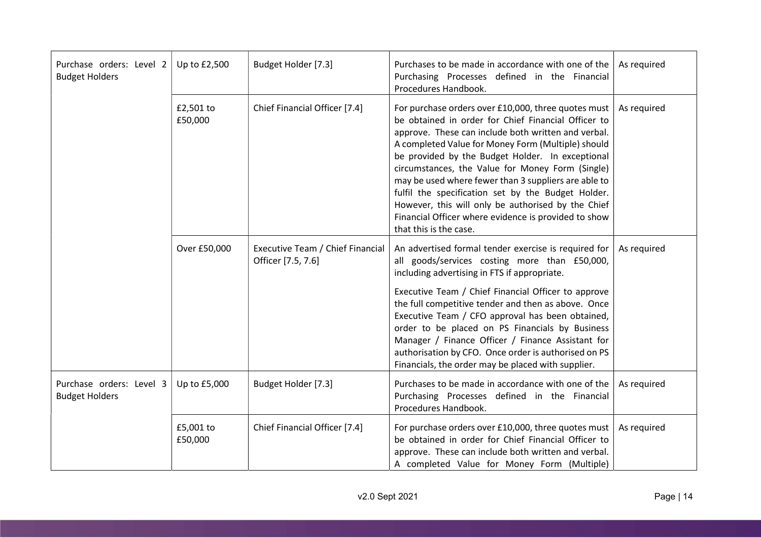| | | | | |
|---|---|---|---|---|
| Purchase orders: Level 2 Budget Holders | Up to £2,500 | Budget Holder [7.3] | Purchases to be made in accordance with one of the Purchasing Processes defined in the Financial Procedures Handbook. | As required |
| | £2,501 to £50,000 | Chief Financial Officer [7.4] | For purchase orders over £10,000, three quotes must be obtained in order for Chief Financial Officer to approve. These can include both written and verbal. A completed Value for Money Form (Multiple) should be provided by the Budget Holder. In exceptional circumstances, the Value for Money Form (Single) may be used where fewer than 3 suppliers are able to fulfil the specification set by the Budget Holder. However, this will only be authorised by the Chief Financial Officer where evidence is provided to show that this is the case. | As required |
| | Over £50,000 | Executive Team / Chief Financial Officer [7.5, 7.6] | An advertised formal tender exercise is required for all goods/services costing more than £50,000, including advertising in FTS if appropriate.<br><br>Executive Team / Chief Financial Officer to approve the full competitive tender and then as above. Once Executive Team / CFO approval has been obtained, order to be placed on PS Financials by Business Manager / Finance Officer / Finance Assistant for authorisation by CFO. Once order is authorised on PS Financials, the order may be placed with supplier. | As required |
| Purchase orders: Level 3 Budget Holders | Up to £5,000 | Budget Holder [7.3] | Purchases to be made in accordance with one of the Purchasing Processes defined in the Financial Procedures Handbook. | As required |
| | £5,001 to £50,000 | Chief Financial Officer [7.4] | For purchase orders over £10,000, three quotes must be obtained in order for Chief Financial Officer to approve. These can include both written and verbal. A completed Value for Money Form (Multiple) | As required |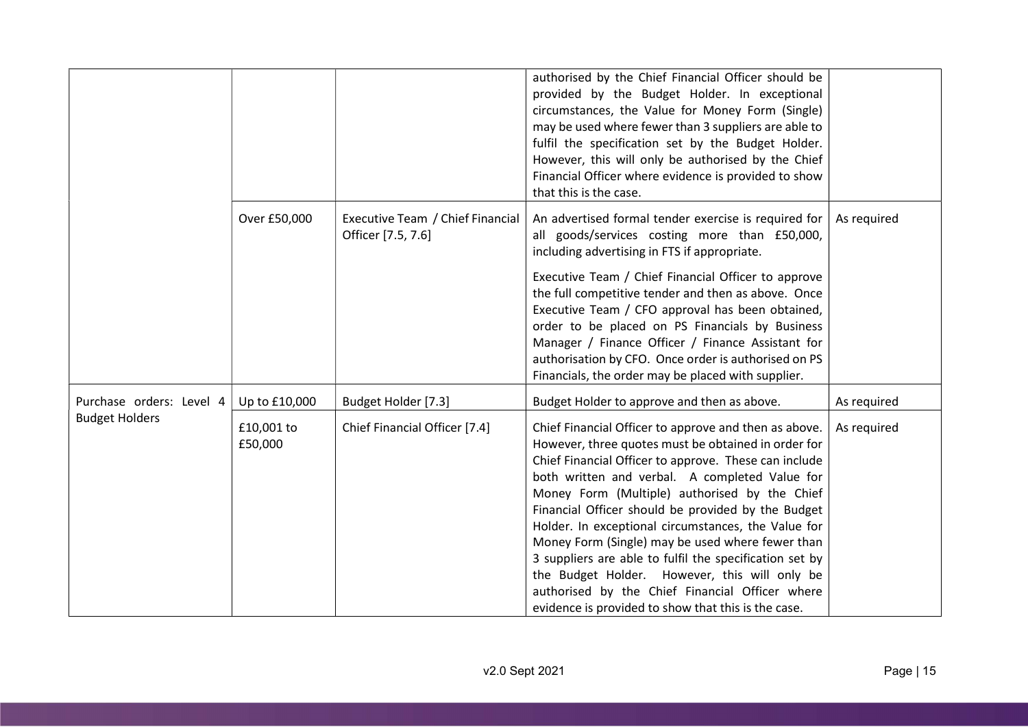| | | | | |
|---|---|---|---|---|
| | | | authorised by the Chief Financial Officer should be provided by the Budget Holder. In exceptional circumstances, the Value for Money Form (Single) may be used where fewer than 3 suppliers are able to fulfil the specification set by the Budget Holder. However, this will only be authorised by the Chief Financial Officer where evidence is provided to show that this is the case. | |
| | Over £50,000 | Executive Team / Chief Financial Officer [7.5, 7.6] | An advertised formal tender exercise is required for all goods/services costing more than £50,000, including advertising in FTS if appropriate.<br><br>Executive Team / Chief Financial Officer to approve the full competitive tender and then as above. Once Executive Team / CFO approval has been obtained, order to be placed on PS Financials by Business Manager / Finance Officer / Finance Assistant for authorisation by CFO. Once order is authorised on PS Financials, the order may be placed with supplier. | As required |
| Purchase orders: Level 4 Budget Holders | Up to £10,000 | Budget Holder [7.3] | Budget Holder to approve and then as above. | As required |
| | £10,001 to £50,000 | Chief Financial Officer [7.4] | Chief Financial Officer to approve and then as above. However, three quotes must be obtained in order for Chief Financial Officer to approve. These can include both written and verbal. A completed Value for Money Form (Multiple) authorised by the Chief Financial Officer should be provided by the Budget Holder. In exceptional circumstances, the Value for Money Form (Single) may be used where fewer than 3 suppliers are able to fulfil the specification set by the Budget Holder. However, this will only be authorised by the Chief Financial Officer where evidence is provided to show that this is the case. | As required |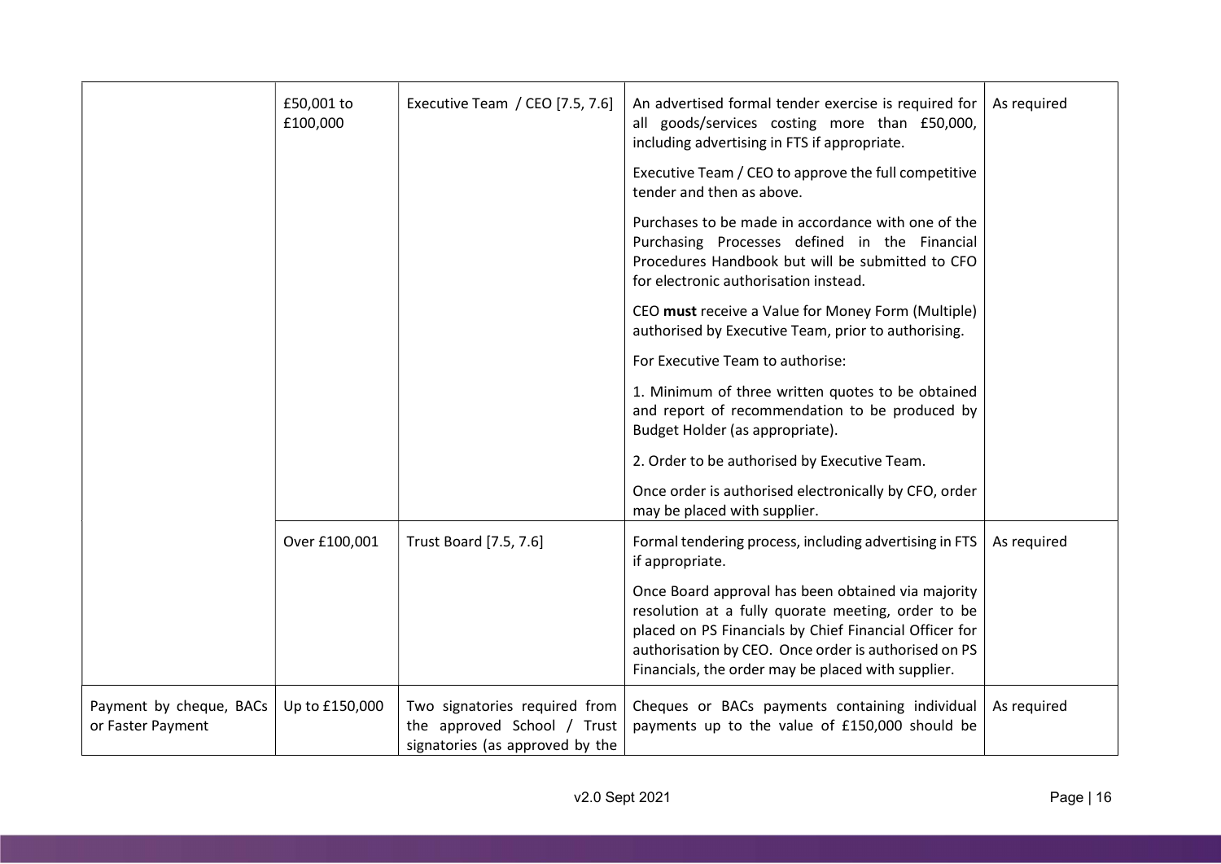| | | | | |
|---|---|---|---|---|
| | £50,001 to £100,000 | Executive Team / CEO [7.5, 7.6] | An advertised formal tender exercise is required for all goods/services costing more than £50,000, including advertising in FTS if appropriate.<br><br>Executive Team / CEO to approve the full competitive tender and then as above.<br><br>Purchases to be made in accordance with one of the Purchasing Processes defined in the Financial Procedures Handbook but will be submitted to CFO for electronic authorisation instead.<br><br>CEO **must** receive a Value for Money Form (Multiple) authorised by Executive Team, prior to authorising.<br><br>For Executive Team to authorise:<br><br>1. Minimum of three written quotes to be obtained and report of recommendation to be produced by Budget Holder (as appropriate).<br><br>2. Order to be authorised by Executive Team.<br><br>Once order is authorised electronically by CFO, order may be placed with supplier. | As required |
| | Over £100,001 | Trust Board [7.5, 7.6] | Formal tendering process, including advertising in FTS if appropriate.<br><br>Once Board approval has been obtained via majority resolution at a fully quorate meeting, order to be placed on PS Financials by Chief Financial Officer for authorisation by CEO. Once order is authorised on PS Financials, the order may be placed with supplier. | As required |
| Payment by cheque, BACs or Faster Payment | Up to £150,000 | Two signatories required from the approved School / Trust signatories (as approved by the | Cheques or BACs payments containing individual payments up to the value of £150,000 should be | As required |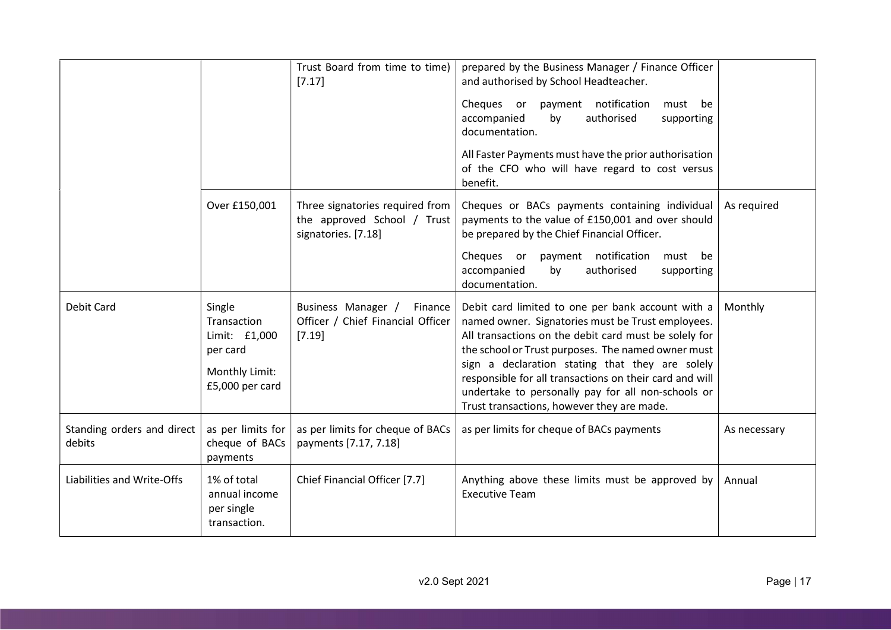| | | | | |
|---|---|---|---|---|
| | | Trust Board from time to time) [7.17] | prepared by the Business Manager / Finance Officer and authorised by School Headteacher.<br><br>Cheques or payment notification must be accompanied by authorised supporting documentation.<br><br>All Faster Payments must have the prior authorisation of the CFO who will have regard to cost versus benefit. | |
| | Over £150,001 | Three signatories required from the approved School / Trust signatories. [7.18] | Cheques or BACs payments containing individual payments to the value of £150,001 and over should be prepared by the Chief Financial Officer.<br><br>Cheques or payment notification must be accompanied by authorised supporting documentation. | As required |
| Debit Card | Single Transaction Limit: £1,000 per card<br><br>Monthly Limit: £5,000 per card | Business Manager / Finance Officer / Chief Financial Officer [7.19] | Debit card limited to one per bank account with a named owner. Signatories must be Trust employees. All transactions on the debit card must be solely for the school or Trust purposes. The named owner must sign a declaration stating that they are solely responsible for all transactions on their card and will undertake to personally pay for all non-schools or Trust transactions, however they are made. | Monthly |
| Standing orders and direct debits | as per limits for cheque of BACs payments | as per limits for cheque of BACs payments [7.17, 7.18] | as per limits for cheque of BACs payments | As necessary |
| Liabilities and Write-Offs | 1% of total annual income per single transaction. | Chief Financial Officer [7.7] | Anything above these limits must be approved by Executive Team | Annual |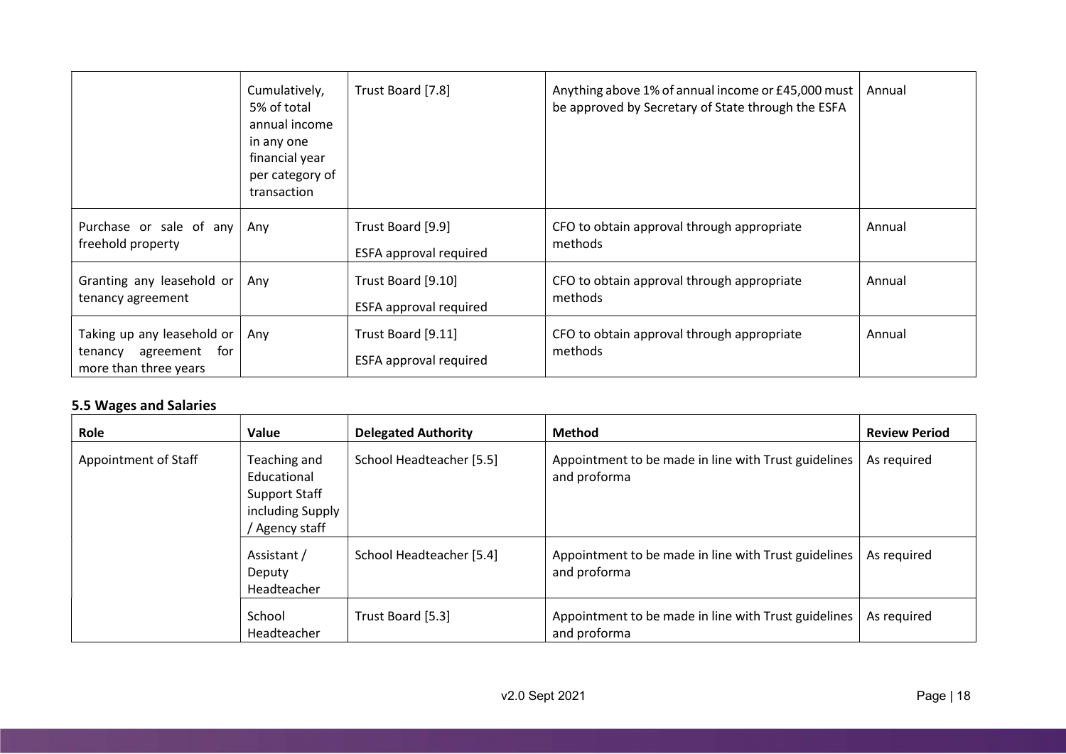| | | | | |
|---|---|---|---|---|
| | Cumulatively, 5% of total annual income in any one financial year per category of transaction | Trust Board [7.8] | Anything above 1% of annual income or £45,000 must be approved by Secretary of State through the ESFA | Annual |
| Purchase or sale of any freehold property | Any | Trust Board [9.9]<br><br>ESFA approval required | CFO to obtain approval through appropriate methods | Annual |
| Granting any leasehold or tenancy agreement | Any | Trust Board [9.10]<br><br>ESFA approval required | CFO to obtain approval through appropriate methods | Annual |
| Taking up any leasehold or tenancy agreement for more than three years | Any | Trust Board [9.11]<br><br>ESFA approval required | CFO to obtain approval through appropriate methods | Annual |

### 5.5 Wages and Salaries

| Role | Value | Delegated Authority | Method | Review Period |
|---|---|---|---|---|
| Appointment of Staff | Teaching and Educational Support Staff including Supply / Agency staff | School Headteacher [5.5] | Appointment to be made in line with Trust guidelines and proforma | As required |
| | Assistant / Deputy Headteacher | School Headteacher [5.4] | Appointment to be made in line with Trust guidelines and proforma | As required |
| | School Headteacher | Trust Board [5.3] | Appointment to be made in line with Trust guidelines and proforma | As required |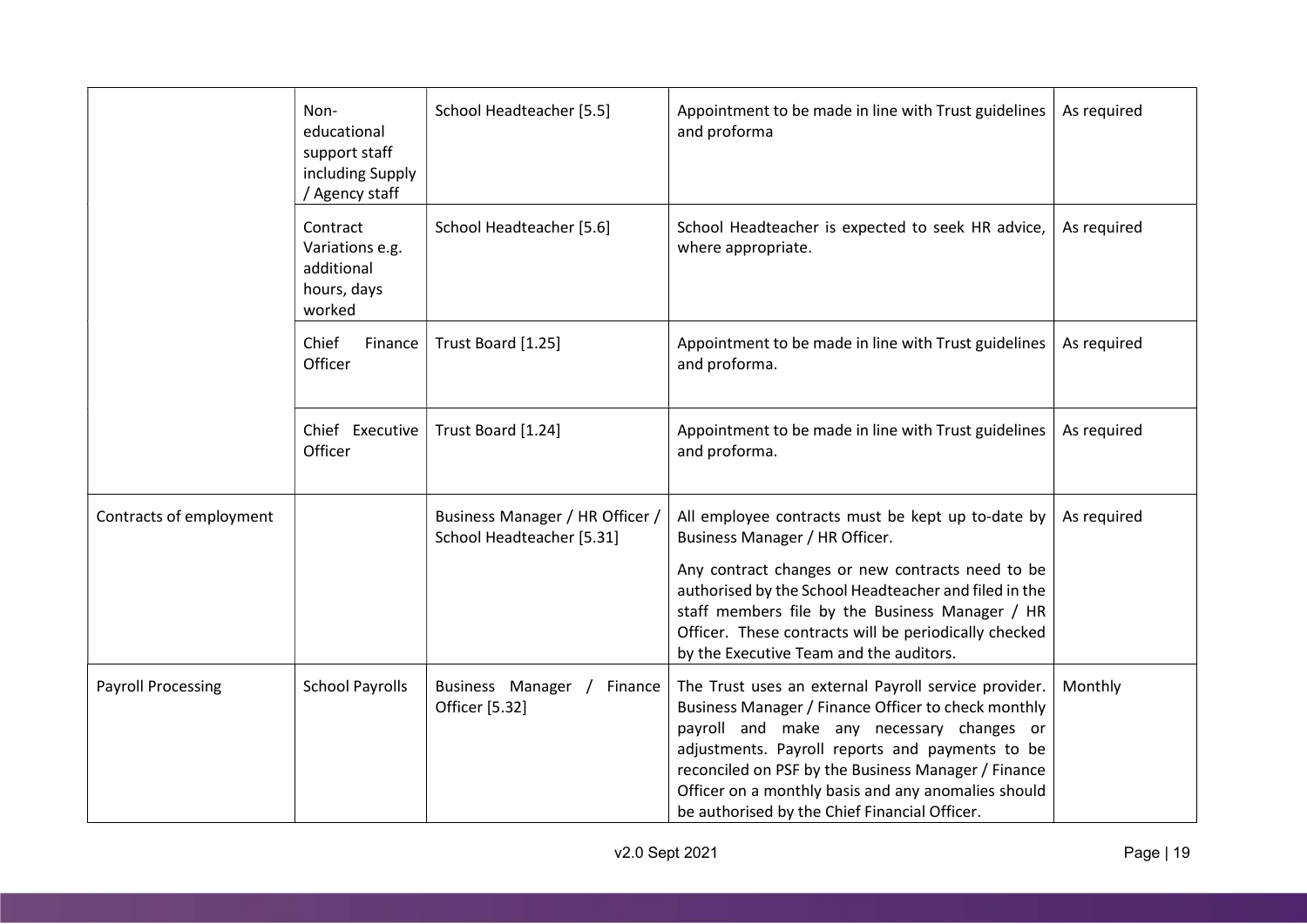| | | | | |
|---|---|---|---|---|
| | Non-educational support staff including Supply / Agency staff | School Headteacher [5.5] | Appointment to be made in line with Trust guidelines and proforma | As required |
| | Contract Variations e.g. additional hours, days worked | School Headteacher [5.6] | School Headteacher is expected to seek HR advice, where appropriate. | As required |
| | Chief Finance Officer | Trust Board [1.25] | Appointment to be made in line with Trust guidelines and proforma. | As required |
| | Chief Executive Officer | Trust Board [1.24] | Appointment to be made in line with Trust guidelines and proforma. | As required |
| Contracts of employment | | Business Manager / HR Officer / School Headteacher [5.31] | All employee contracts must be kept up to-date by Business Manager / HR Officer.<br><br>Any contract changes or new contracts need to be authorised by the School Headteacher and filed in the staff members file by the Business Manager / HR Officer. These contracts will be periodically checked by the Executive Team and the auditors. | As required |
| Payroll Processing | School Payrolls | Business Manager / Finance Officer [5.32] | The Trust uses an external Payroll service provider. Business Manager / Finance Officer to check monthly payroll and make any necessary changes or adjustments. Payroll reports and payments to be reconciled on PSF by the Business Manager / Finance Officer on a monthly basis and any anomalies should be authorised by the Chief Financial Officer. | Monthly |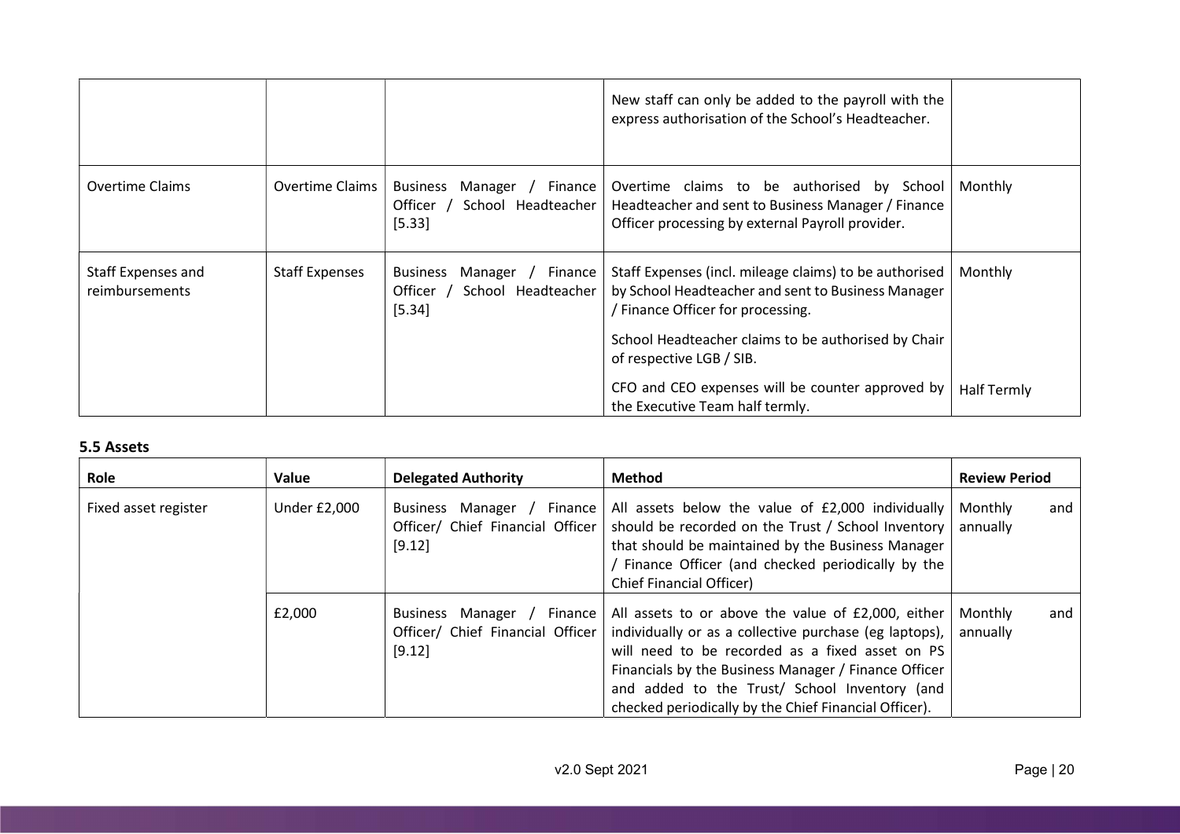| | | | | |
|---|---|---|---|---|
| | | | New staff can only be added to the payroll with the express authorisation of the School's Headteacher. | |
| Overtime Claims | Overtime Claims | Business Manager / Finance Officer / School Headteacher [5.33] | Overtime claims to be authorised by School Headteacher and sent to Business Manager / Finance Officer processing by external Payroll provider. | Monthly |
| Staff Expenses and reimbursements | Staff Expenses | Business Manager / Finance Officer / School Headteacher [5.34] | Staff Expenses (incl. mileage claims) to be authorised by School Headteacher and sent to Business Manager / Finance Officer for processing.<br><br>School Headteacher claims to be authorised by Chair of respective LGB / SIB.<br><br>CFO and CEO expenses will be counter approved by the Executive Team half termly. | Monthly<br><br><br><br>Half Termly |

### 5.5 Assets

| Role | Value | Delegated Authority | Method | Review Period |
|---|---|---|---|---|
| Fixed asset register | Under £2,000 | Business Manager / Finance Officer/ Chief Financial Officer [9.12] | All assets below the value of £2,000 individually should be recorded on the Trust / School Inventory that should be maintained by the Business Manager / Finance Officer (and checked periodically by the Chief Financial Officer) | Monthly and annually |
| | £2,000 | Business Manager / Finance Officer/ Chief Financial Officer [9.12] | All assets to or above the value of £2,000, either individually or as a collective purchase (eg laptops), will need to be recorded as a fixed asset on PS Financials by the Business Manager / Finance Officer and added to the Trust/ School Inventory (and checked periodically by the Chief Financial Officer). | Monthly and annually |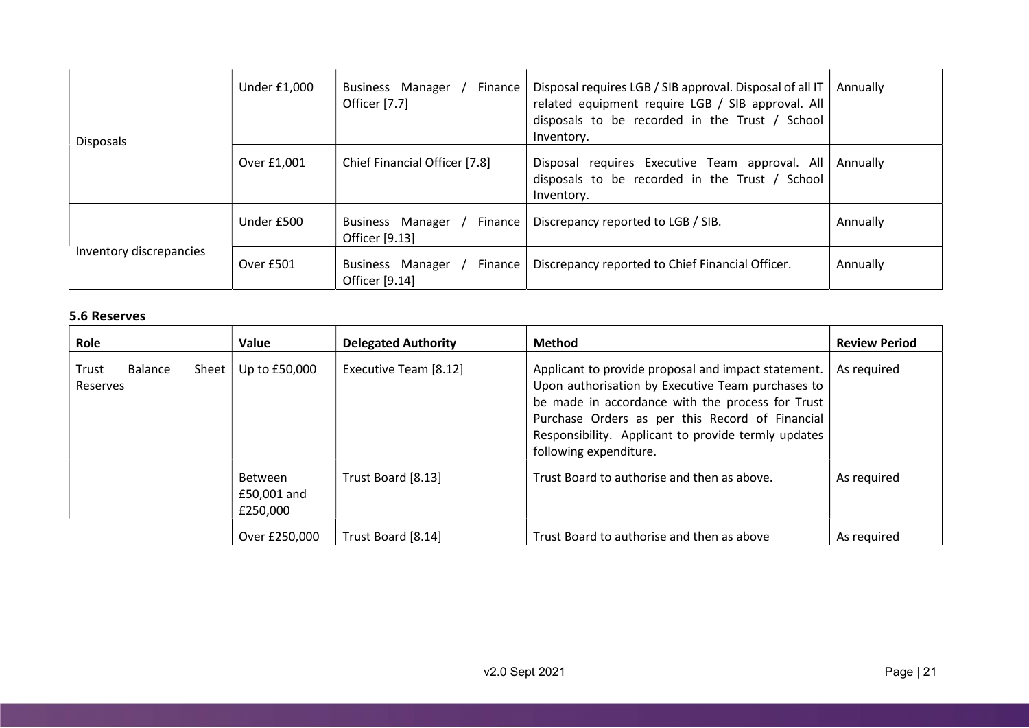| | | | | |
|---|---|---|---|---|
| Disposals | Under £1,000 | Business Manager / Finance Officer [7.7] | Disposal requires LGB / SIB approval. Disposal of all IT related equipment require LGB / SIB approval. All disposals to be recorded in the Trust / School Inventory. | Annually |
| | Over £1,001 | Chief Financial Officer [7.8] | Disposal requires Executive Team approval. All disposals to be recorded in the Trust / School Inventory. | Annually |
| Inventory discrepancies | Under £500 | Business Manager / Finance Officer [9.13] | Discrepancy reported to LGB / SIB. | Annually |
| | Over £501 | Business Manager / Finance Officer [9.14] | Discrepancy reported to Chief Financial Officer. | Annually |

**5.6 Reserves**

| Role | Value | Delegated Authority | Method | Review Period |
|---|---|---|---|---|
| Trust Balance Sheet Reserves | Up to £50,000 | Executive Team [8.12] | Applicant to provide proposal and impact statement. Upon authorisation by Executive Team purchases to be made in accordance with the process for Trust Purchase Orders as per this Record of Financial Responsibility. Applicant to provide termly updates following expenditure. | As required |
| | Between £50,001 and £250,000 | Trust Board [8.13] | Trust Board to authorise and then as above. | As required |
| | Over £250,000 | Trust Board [8.14] | Trust Board to authorise and then as above | As required |

v2.0 Sept 2021